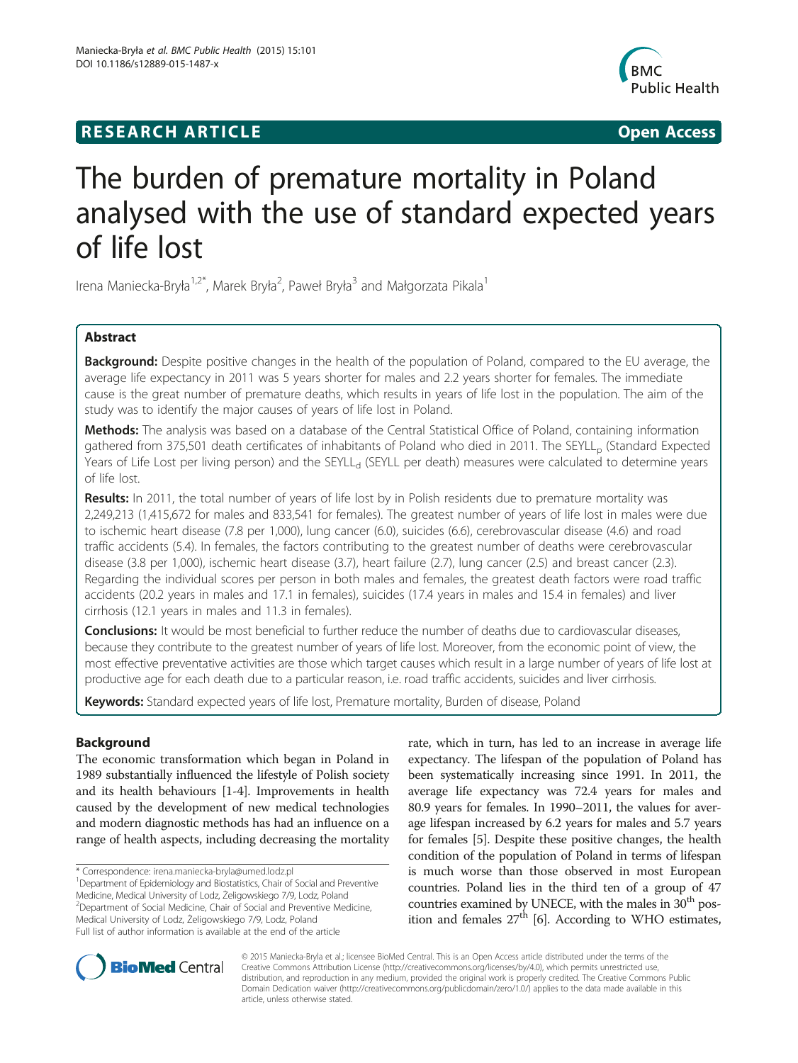**RESEARCH ARTICLE** **Open Access**

# The burden of premature mortality in Poland analysed with the use of standard expected years of life lost

Irena Maniecka-Bryła[1,2*], Marek Bryła[2], Paweł Bryła[3] and Małgorzata Pikala[1]

## Abstract

**Background:** Despite positive changes in the health of the population of Poland, compared to the EU average, the average life expectancy in 2011 was 5 years shorter for males and 2.2 years shorter for females. The immediate cause is the great number of premature deaths, which results in years of life lost in the population. The aim of the study was to identify the major causes of years of life lost in Poland.

**Methods:** The analysis was based on a database of the Central Statistical Office of Poland, containing information gathered from 375,501 death certificates of inhabitants of Poland who died in 2011. The $SEYLL_p$ (Standard Expected Years of Life Lost per living person) and the $SEYLL_d$ (SEYLL per death) measures were calculated to determine years of life lost.

**Results:** In 2011, the total number of years of life lost by in Polish residents due to premature mortality was 2,249,213 (1,415,672 for males and 833,541 for females). The greatest number of years of life lost in males were due to ischemic heart disease (7.8 per 1,000), lung cancer (6.0), suicides (6.6), cerebrovascular disease (4.6) and road traffic accidents (5.4). In females, the factors contributing to the greatest number of deaths were cerebrovascular disease (3.8 per 1,000), ischemic heart disease (3.7), heart failure (2.7), lung cancer (2.5) and breast cancer (2.3). Regarding the individual scores per person in both males and females, the greatest death factors were road traffic accidents (20.2 years in males and 17.1 in females), suicides (17.4 years in males and 15.4 in females) and liver cirrhosis (12.1 years in males and 11.3 in females).

**Conclusions:** It would be most beneficial to further reduce the number of deaths due to cardiovascular diseases, because they contribute to the greatest number of years of life lost. Moreover, from the economic point of view, the most effective preventative activities are those which target causes which result in a large number of years of life lost at productive age for each death due to a particular reason, i.e. road traffic accidents, suicides and liver cirrhosis.

**Keywords:** Standard expected years of life lost, Premature mortality, Burden of disease, Poland

## Background

The economic transformation which began in Poland in 1989 substantially influenced the lifestyle of Polish society and its health behaviours [1-4]. Improvements in health caused by the development of new medical technologies and modern diagnostic methods has had an influence on a range of health aspects, including decreasing the mortality rate, which in turn, has led to an increase in average life expectancy. The lifespan of the population of Poland has been systematically increasing since 1991. In 2011, the average life expectancy was 72.4 years for males and 80.9 years for females. In 1990–2011, the values for average lifespan increased by 6.2 years for males and 5.7 years for females [5]. Despite these positive changes, the health condition of the population of Poland in terms of lifespan is much worse than those observed in most European countries. Poland lies in the third ten of a group of 47 countries examined by UNECE, with the males in 30[th] position and females 27[th] [6]. According to WHO estimates,

\* Correspondence: irena.maniecka-bryla@umed.lodz.pl
[1]Department of Epidemiology and Biostatistics, Chair of Social and Preventive Medicine, Medical University of Lodz, Żeligowskiego 7/9, Lodz, Poland
[2]Department of Social Medicine, Chair of Social and Preventive Medicine, Medical University of Lodz, Żeligowskiego 7/9, Lodz, Poland
Full list of author information is available at the end of the article

© 2015 Maniecka-Bryla et al.; licensee BioMed Central. This is an Open Access article distributed under the terms of the Creative Commons Attribution License (http://creativecommons.org/licenses/by/4.0), which permits unrestricted use, distribution, and reproduction in any medium, provided the original work is properly credited. The Creative Commons Public Domain Dedication waiver (http://creativecommons.org/publicdomain/zero/1.0/) applies to the data made available in this article, unless otherwise stated.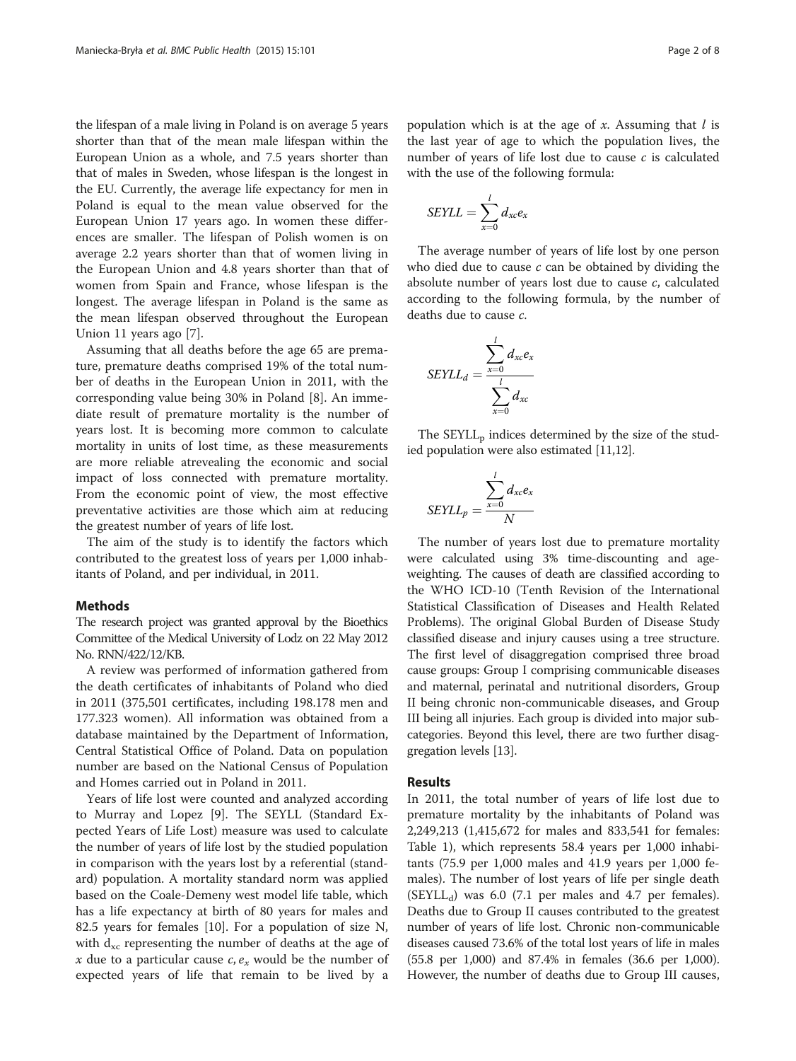the lifespan of a male living in Poland is on average 5 years shorter than that of the mean male lifespan within the European Union as a whole, and 7.5 years shorter than that of males in Sweden, whose lifespan is the longest in the EU. Currently, the average life expectancy for men in Poland is equal to the mean value observed for the European Union 17 years ago. In women these differences are smaller. The lifespan of Polish women is on average 2.2 years shorter than that of women living in the European Union and 4.8 years shorter than that of women from Spain and France, whose lifespan is the longest. The average lifespan in Poland is the same as the mean lifespan observed throughout the European Union 11 years ago [7].

Assuming that all deaths before the age 65 are premature, premature deaths comprised 19% of the total number of deaths in the European Union in 2011, with the corresponding value being 30% in Poland [8]. An immediate result of premature mortality is the number of years lost. It is becoming more common to calculate mortality in units of lost time, as these measurements are more reliable atrevealing the economic and social impact of loss connected with premature mortality. From the economic point of view, the most effective preventative activities are those which aim at reducing the greatest number of years of life lost.

The aim of the study is to identify the factors which contributed to the greatest loss of years per 1,000 inhabitants of Poland, and per individual, in 2011.

## Methods

The research project was granted approval by the Bioethics Committee of the Medical University of Lodz on 22 May 2012 No. RNN/422/12/KB.

A review was performed of information gathered from the death certificates of inhabitants of Poland who died in 2011 (375,501 certificates, including 198.178 men and 177.323 women). All information was obtained from a database maintained by the Department of Information, Central Statistical Office of Poland. Data on population number are based on the National Census of Population and Homes carried out in Poland in 2011.

Years of life lost were counted and analyzed according to Murray and Lopez [9]. The SEYLL (Standard Expected Years of Life Lost) measure was used to calculate the number of years of life lost by the studied population in comparison with the years lost by a referential (standard) population. A mortality standard norm was applied based on the Coale-Demeny west model life table, which has a life expectancy at birth of 80 years for males and 82.5 years for females [10]. For a population of size N, with $d_{xc}$ representing the number of deaths at the age of $x$ due to a particular cause $c$, $e_x$ would be the number of expected years of life that remain to be lived by a population which is at the age of $x$. Assuming that $l$ is the last year of age to which the population lives, the number of years of life lost due to cause $c$ is calculated with the use of the following formula:

$$SEYLL = \sum_{x=0}^{l} d_{xc} e_x$$

The average number of years of life lost by one person who died due to cause $c$ can be obtained by dividing the absolute number of years lost due to cause $c$, calculated according to the following formula, by the number of deaths due to cause $c$.

$$SEYLL_d = \frac{\sum_{x=0}^{l} d_{xc} e_x}{\sum_{x=0}^{l} d_{xc}}$$

The $SEYLL_p$ indices determined by the size of the studied population were also estimated [11,12].

$$SEYLL_p = \frac{\sum_{x=0}^{l} d_{xc} e_x}{N}$$

The number of years lost due to premature mortality were calculated using 3% time-discounting and age-weighting. The causes of death are classified according to the WHO ICD-10 (Tenth Revision of the International Statistical Classification of Diseases and Health Related Problems). The original Global Burden of Disease Study classified disease and injury causes using a tree structure. The first level of disaggregation comprised three broad cause groups: Group I comprising communicable diseases and maternal, perinatal and nutritional disorders, Group II being chronic non-communicable diseases, and Group III being all injuries. Each group is divided into major subcategories. Beyond this level, there are two further disaggregation levels [13].

## Results

In 2011, the total number of years of life lost due to premature mortality by the inhabitants of Poland was 2,249,213 (1,415,672 for males and 833,541 for females: Table 1), which represents 58.4 years per 1,000 inhabitants (75.9 per 1,000 males and 41.9 years per 1,000 females). The number of lost years of life per single death ($SEYLL_d$) was 6.0 (7.1 per males and 4.7 per females). Deaths due to Group II causes contributed to the greatest number of years of life lost. Chronic non-communicable diseases caused 73.6% of the total lost years of life in males (55.8 per 1,000) and 87.4% in females (36.6 per 1,000). However, the number of deaths due to Group III causes,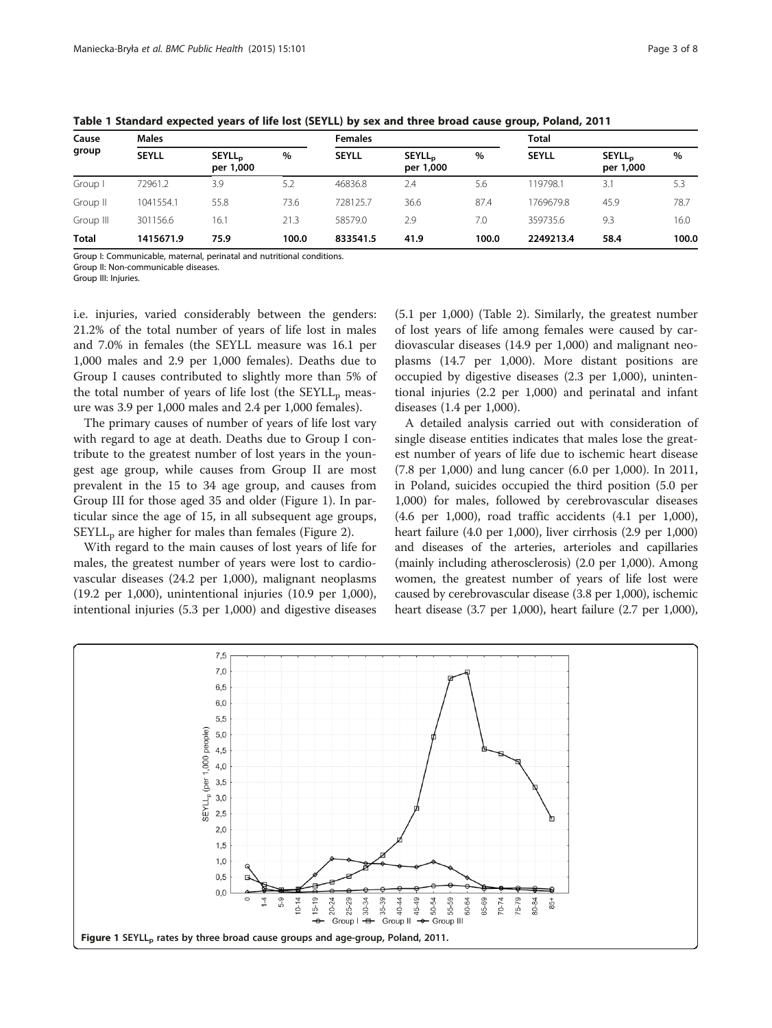**Table 1 Standard expected years of life lost (SEYLL) by sex and three broad cause group, Poland, 2011**

| Cause group | Males | | | Females | | | Total | | |
|---|---|---|---|---|---|---|---|---|---|
| | SEYLL | $SEYLL_p$ per 1,000 | % | SEYLL | $SEYLL_p$ per 1,000 | % | SEYLL | $SEYLL_p$ per 1,000 | % |
| Group I | 72961.2 | 3.9 | 5.2 | 46836.8 | 2.4 | 5.6 | 119798.1 | 3.1 | 5.3 |
| Group II | 1041554.1 | 55.8 | 73.6 | 728125.7 | 36.6 | 87.4 | 1769679.8 | 45.9 | 78.7 |
| Group III | 301156.6 | 16.1 | 21.3 | 58579.0 | 2.9 | 7.0 | 359735.6 | 9.3 | 16.0 |
| **Total** | **1415671.9** | **75.9** | **100.0** | **833541.5** | **41.9** | **100.0** | **2249213.4** | **58.4** | **100.0** |

Group I: Communicable, maternal, perinatal and nutritional conditions.
Group II: Non-communicable diseases.
Group III: Injuries.

i.e. injuries, varied considerably between the genders: 21.2% of the total number of years of life lost in males and 7.0% in females (the SEYLL measure was 16.1 per 1,000 males and 2.9 per 1,000 females). Deaths due to Group I causes contributed to slightly more than 5% of the total number of years of life lost (the $SEYLL_p$ measure was 3.9 per 1,000 males and 2.4 per 1,000 females).

The primary causes of number of years of life lost vary with regard to age at death. Deaths due to Group I contribute to the greatest number of lost years in the youngest age group, while causes from Group II are most prevalent in the 15 to 34 age group, and causes from Group III for those aged 35 and older (Figure 1). In particular since the age of 15, in all subsequent age groups, $SEYLL_p$ are higher for males than females (Figure 2).

With regard to the main causes of lost years of life for males, the greatest number of years were lost to cardiovascular diseases (24.2 per 1,000), malignant neoplasms (19.2 per 1,000), unintentional injuries (10.9 per 1,000), intentional injuries (5.3 per 1,000) and digestive diseases (5.1 per 1,000) (Table 2). Similarly, the greatest number of lost years of life among females were caused by cardiovascular diseases (14.9 per 1,000) and malignant neoplasms (14.7 per 1,000). More distant positions are occupied by digestive diseases (2.3 per 1,000), unintentional injuries (2.2 per 1,000) and perinatal and infant diseases (1.4 per 1,000).

A detailed analysis carried out with consideration of single disease entities indicates that males lose the greatest number of years of life due to ischemic heart disease (7.8 per 1,000) and lung cancer (6.0 per 1,000). In 2011, in Poland, suicides occupied the third position (5.0 per 1,000) for males, followed by cerebrovascular diseases (4.6 per 1,000), road traffic accidents (4.1 per 1,000), heart failure (4.0 per 1,000), liver cirrhosis (2.9 per 1,000) and diseases of the arteries, arterioles and capillaries (mainly including atherosclerosis) (2.0 per 1,000). Among women, the greatest number of years of life lost were caused by cerebrovascular disease (3.8 per 1,000), ischemic heart disease (3.7 per 1,000), heart failure (2.7 per 1,000),

**Figure 1** $SEYLL_p$ rates by three broad cause groups and age-group, Poland, 2011.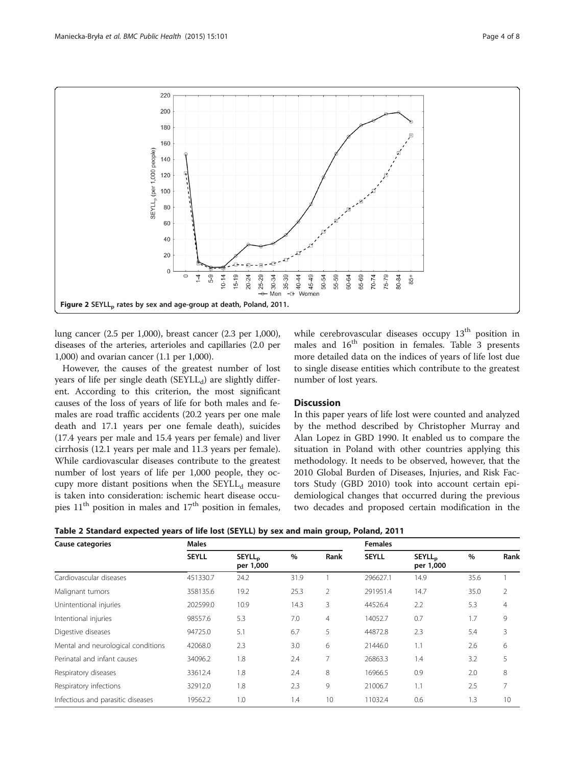Figure 2 $SEYLL_p$ rates by sex and age-group at death, Poland, 2011.

lung cancer (2.5 per 1,000), breast cancer (2.3 per 1,000), diseases of the arteries, arterioles and capillaries (2.0 per 1,000) and ovarian cancer (1.1 per 1,000).

However, the causes of the greatest number of lost years of life per single death ($SEYLL_d$) are slightly different. According to this criterion, the most significant causes of the loss of years of life for both males and females are road traffic accidents (20.2 years per one male death and 17.1 years per one female death), suicides (17.4 years per male and 15.4 years per female) and liver cirrhosis (12.1 years per male and 11.3 years per female). While cardiovascular diseases contribute to the greatest number of lost years of life per 1,000 people, they occupy more distant positions when the $SEYLL_d$ measure is taken into consideration: ischemic heart disease occupies 11th position in males and 17th position in females, while cerebrovascular diseases occupy 13th position in males and 16th position in females. Table 3 presents more detailed data on the indices of years of life lost due to single disease entities which contribute to the greatest number of lost years.

## Discussion

In this paper years of life lost were counted and analyzed by the method described by Christopher Murray and Alan Lopez in GBD 1990. It enabled us to compare the situation in Poland with other countries applying this methodology. It needs to be observed, however, that the 2010 Global Burden of Diseases, Injuries, and Risk Factors Study (GBD 2010) took into account certain epidemiological changes that occurred during the previous two decades and proposed certain modification in the

**Table 2 Standard expected years of life lost (SEYLL) by sex and main group, Poland, 2011**

| Cause categories | Males | | | | Females | | | |
|---|---|---|---|---|---|---|---|---|
| | SEYLL | $SEYLL_p$ per 1,000 | % | Rank | SEYLL | $SEYLL_p$ per 1,000 | % | Rank |
| Cardiovascular diseases | 451330.7 | 24.2 | 31.9 | 1 | 296627.1 | 14.9 | 35.6 | 1 |
| Malignant tumors | 358135.6 | 19.2 | 25.3 | 2 | 291951.4 | 14.7 | 35.0 | 2 |
| Unintentional injuries | 202599.0 | 10.9 | 14.3 | 3 | 44526.4 | 2.2 | 5.3 | 4 |
| Intentional injuries | 98557.6 | 5.3 | 7.0 | 4 | 14052.7 | 0.7 | 1.7 | 9 |
| Digestive diseases | 94725.0 | 5.1 | 6.7 | 5 | 44872.8 | 2.3 | 5.4 | 3 |
| Mental and neurological conditions | 42068.0 | 2.3 | 3.0 | 6 | 21446.0 | 1.1 | 2.6 | 6 |
| Perinatal and infant causes | 34096.2 | 1.8 | 2.4 | 7 | 26863.3 | 1.4 | 3.2 | 5 |
| Respiratory diseases | 33612.4 | 1.8 | 2.4 | 8 | 16966.5 | 0.9 | 2.0 | 8 |
| Respiratory infections | 32912.0 | 1.8 | 2.3 | 9 | 21006.7 | 1.1 | 2.5 | 7 |
| Infectious and parasitic diseases | 19562.2 | 1.0 | 1.4 | 10 | 11032.4 | 0.6 | 1.3 | 10 |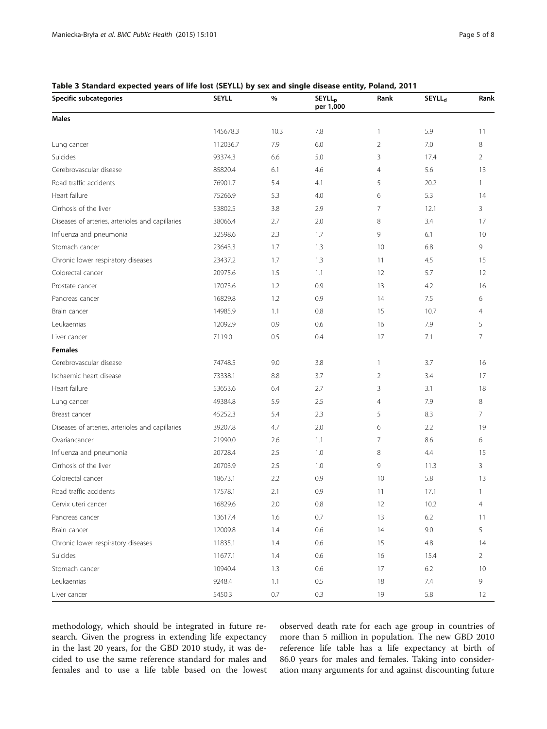**Table 3 Standard expected years of life lost (SEYLL) by sex and single disease entity, Poland, 2011**

| Specific subcategories | SEYLL | % | $SEYLL_p$ per 1,000 | Rank | $SEYLL_d$ | Rank |
|---|---|---|---|---|---|---|
| **Males** | | | | | | |
| | 145678.3 | 10.3 | 7.8 | 1 | 5.9 | 11 |
| Lung cancer | 112036.7 | 7.9 | 6.0 | 2 | 7.0 | 8 |
| Suicides | 93374.3 | 6.6 | 5.0 | 3 | 17.4 | 2 |
| Cerebrovascular disease | 85820.4 | 6.1 | 4.6 | 4 | 5.6 | 13 |
| Road traffic accidents | 76901.7 | 5.4 | 4.1 | 5 | 20.2 | 1 |
| Heart failure | 75266.9 | 5.3 | 4.0 | 6 | 5.3 | 14 |
| Cirrhosis of the liver | 53802.5 | 3.8 | 2.9 | 7 | 12.1 | 3 |
| Diseases of arteries, arterioles and capillaries | 38066.4 | 2.7 | 2.0 | 8 | 3.4 | 17 |
| Influenza and pneumonia | 32598.6 | 2.3 | 1.7 | 9 | 6.1 | 10 |
| Stomach cancer | 23643.3 | 1.7 | 1.3 | 10 | 6.8 | 9 |
| Chronic lower respiratory diseases | 23437.2 | 1.7 | 1.3 | 11 | 4.5 | 15 |
| Colorectal cancer | 20975.6 | 1.5 | 1.1 | 12 | 5.7 | 12 |
| Prostate cancer | 17073.6 | 1.2 | 0.9 | 13 | 4.2 | 16 |
| Pancreas cancer | 16829.8 | 1.2 | 0.9 | 14 | 7.5 | 6 |
| Brain cancer | 14985.9 | 1.1 | 0.8 | 15 | 10.7 | 4 |
| Leukaemias | 12092.9 | 0.9 | 0.6 | 16 | 7.9 | 5 |
| Liver cancer | 7119.0 | 0.5 | 0.4 | 17 | 7.1 | 7 |
| **Females** | | | | | | |
| Cerebrovascular disease | 74748.5 | 9.0 | 3.8 | 1 | 3.7 | 16 |
| Ischaemic heart disease | 73338.1 | 8.8 | 3.7 | 2 | 3.4 | 17 |
| Heart failure | 53653.6 | 6.4 | 2.7 | 3 | 3.1 | 18 |
| Lung cancer | 49384.8 | 5.9 | 2.5 | 4 | 7.9 | 8 |
| Breast cancer | 45252.3 | 5.4 | 2.3 | 5 | 8.3 | 7 |
| Diseases of arteries, arterioles and capillaries | 39207.8 | 4.7 | 2.0 | 6 | 2.2 | 19 |
| Ovariancancer | 21990.0 | 2.6 | 1.1 | 7 | 8.6 | 6 |
| Influenza and pneumonia | 20728.4 | 2.5 | 1.0 | 8 | 4.4 | 15 |
| Cirrhosis of the liver | 20703.9 | 2.5 | 1.0 | 9 | 11.3 | 3 |
| Colorectal cancer | 18673.1 | 2.2 | 0.9 | 10 | 5.8 | 13 |
| Road traffic accidents | 17578.1 | 2.1 | 0.9 | 11 | 17.1 | 1 |
| Cervix uteri cancer | 16829.6 | 2.0 | 0.8 | 12 | 10.2 | 4 |
| Pancreas cancer | 13617.4 | 1.6 | 0.7 | 13 | 6.2 | 11 |
| Brain cancer | 12009.8 | 1.4 | 0.6 | 14 | 9.0 | 5 |
| Chronic lower respiratory diseases | 11835.1 | 1.4 | 0.6 | 15 | 4.8 | 14 |
| Suicides | 11677.1 | 1.4 | 0.6 | 16 | 15.4 | 2 |
| Stomach cancer | 10940.4 | 1.3 | 0.6 | 17 | 6.2 | 10 |
| Leukaemias | 9248.4 | 1.1 | 0.5 | 18 | 7.4 | 9 |
| Liver cancer | 5450.3 | 0.7 | 0.3 | 19 | 5.8 | 12 |

methodology, which should be integrated in future research. Given the progress in extending life expectancy in the last 20 years, for the GBD 2010 study, it was decided to use the same reference standard for males and females and to use a life table based on the lowest observed death rate for each age group in countries of more than 5 million in population. The new GBD 2010 reference life table has a life expectancy at birth of 86.0 years for males and females. Taking into consideration many arguments for and against discounting future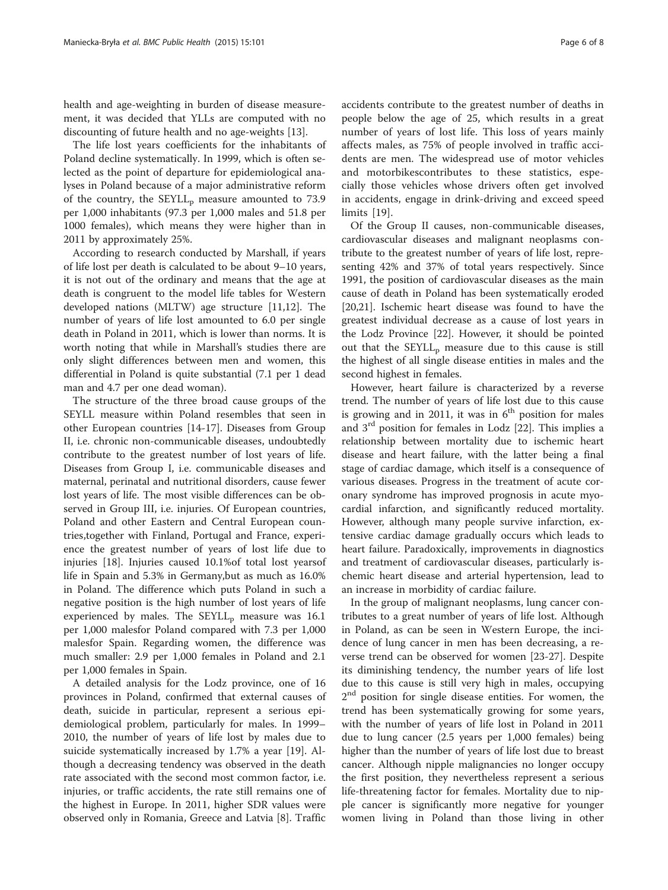health and age-weighting in burden of disease measurement, it was decided that YLLs are computed with no discounting of future health and no age-weights [13].

The life lost years coefficients for the inhabitants of Poland decline systematically. In 1999, which is often selected as the point of departure for epidemiological analyses in Poland because of a major administrative reform of the country, the $SEYLL_p$ measure amounted to 73.9 per 1,000 inhabitants (97.3 per 1,000 males and 51.8 per 1000 females), which means they were higher than in 2011 by approximately 25%.

According to research conducted by Marshall, if years of life lost per death is calculated to be about 9–10 years, it is not out of the ordinary and means that the age at death is congruent to the model life tables for Western developed nations (MLTW) age structure [11,12]. The number of years of life lost amounted to 6.0 per single death in Poland in 2011, which is lower than norms. It is worth noting that while in Marshall's studies there are only slight differences between men and women, this differential in Poland is quite substantial (7.1 per 1 dead man and 4.7 per one dead woman).

The structure of the three broad cause groups of the SEYLL measure within Poland resembles that seen in other European countries [14-17]. Diseases from Group II, i.e. chronic non-communicable diseases, undoubtedly contribute to the greatest number of lost years of life. Diseases from Group I, i.e. communicable diseases and maternal, perinatal and nutritional disorders, cause fewer lost years of life. The most visible differences can be observed in Group III, i.e. injuries. Of European countries, Poland and other Eastern and Central European countries,together with Finland, Portugal and France, experience the greatest number of years of lost life due to injuries [18]. Injuries caused 10.1%of total lost yearsof life in Spain and 5.3% in Germany,but as much as 16.0% in Poland. The difference which puts Poland in such a negative position is the high number of lost years of life experienced by males. The $SEYLL_p$ measure was 16.1 per 1,000 malesfor Poland compared with 7.3 per 1,000 malesfor Spain. Regarding women, the difference was much smaller: 2.9 per 1,000 females in Poland and 2.1 per 1,000 females in Spain.

A detailed analysis for the Lodz province, one of 16 provinces in Poland, confirmed that external causes of death, suicide in particular, represent a serious epidemiological problem, particularly for males. In 1999–2010, the number of years of life lost by males due to suicide systematically increased by 1.7% a year [19]. Although a decreasing tendency was observed in the death rate associated with the second most common factor, i.e. injuries, or traffic accidents, the rate still remains one of the highest in Europe. In 2011, higher SDR values were observed only in Romania, Greece and Latvia [8]. Traffic accidents contribute to the greatest number of deaths in people below the age of 25, which results in a great number of years of lost life. This loss of years mainly affects males, as 75% of people involved in traffic accidents are men. The widespread use of motor vehicles and motorbikescontributes to these statistics, especially those vehicles whose drivers often get involved in accidents, engage in drink-driving and exceed speed limits [19].

Of the Group II causes, non-communicable diseases, cardiovascular diseases and malignant neoplasms contribute to the greatest number of years of life lost, representing 42% and 37% of total years respectively. Since 1991, the position of cardiovascular diseases as the main cause of death in Poland has been systematically eroded [20,21]. Ischemic heart disease was found to have the greatest individual decrease as a cause of lost years in the Lodz Province [22]. However, it should be pointed out that the $SEYLL_p$ measure due to this cause is still the highest of all single disease entities in males and the second highest in females.

However, heart failure is characterized by a reverse trend. The number of years of life lost due to this cause is growing and in 2011, it was in 6th position for males and 3rd position for females in Lodz [22]. This implies a relationship between mortality due to ischemic heart disease and heart failure, with the latter being a final stage of cardiac damage, which itself is a consequence of various diseases. Progress in the treatment of acute coronary syndrome has improved prognosis in acute myocardial infarction, and significantly reduced mortality. However, although many people survive infarction, extensive cardiac damage gradually occurs which leads to heart failure. Paradoxically, improvements in diagnostics and treatment of cardiovascular diseases, particularly ischemic heart disease and arterial hypertension, lead to an increase in morbidity of cardiac failure.

In the group of malignant neoplasms, lung cancer contributes to a great number of years of life lost. Although in Poland, as can be seen in Western Europe, the incidence of lung cancer in men has been decreasing, a reverse trend can be observed for women [23-27]. Despite its diminishing tendency, the number years of life lost due to this cause is still very high in males, occupying 2nd position for single disease entities. For women, the trend has been systematically growing for some years, with the number of years of life lost in Poland in 2011 due to lung cancer (2.5 years per 1,000 females) being higher than the number of years of life lost due to breast cancer. Although nipple malignancies no longer occupy the first position, they nevertheless represent a serious life-threatening factor for females. Mortality due to nipple cancer is significantly more negative for younger women living in Poland than those living in other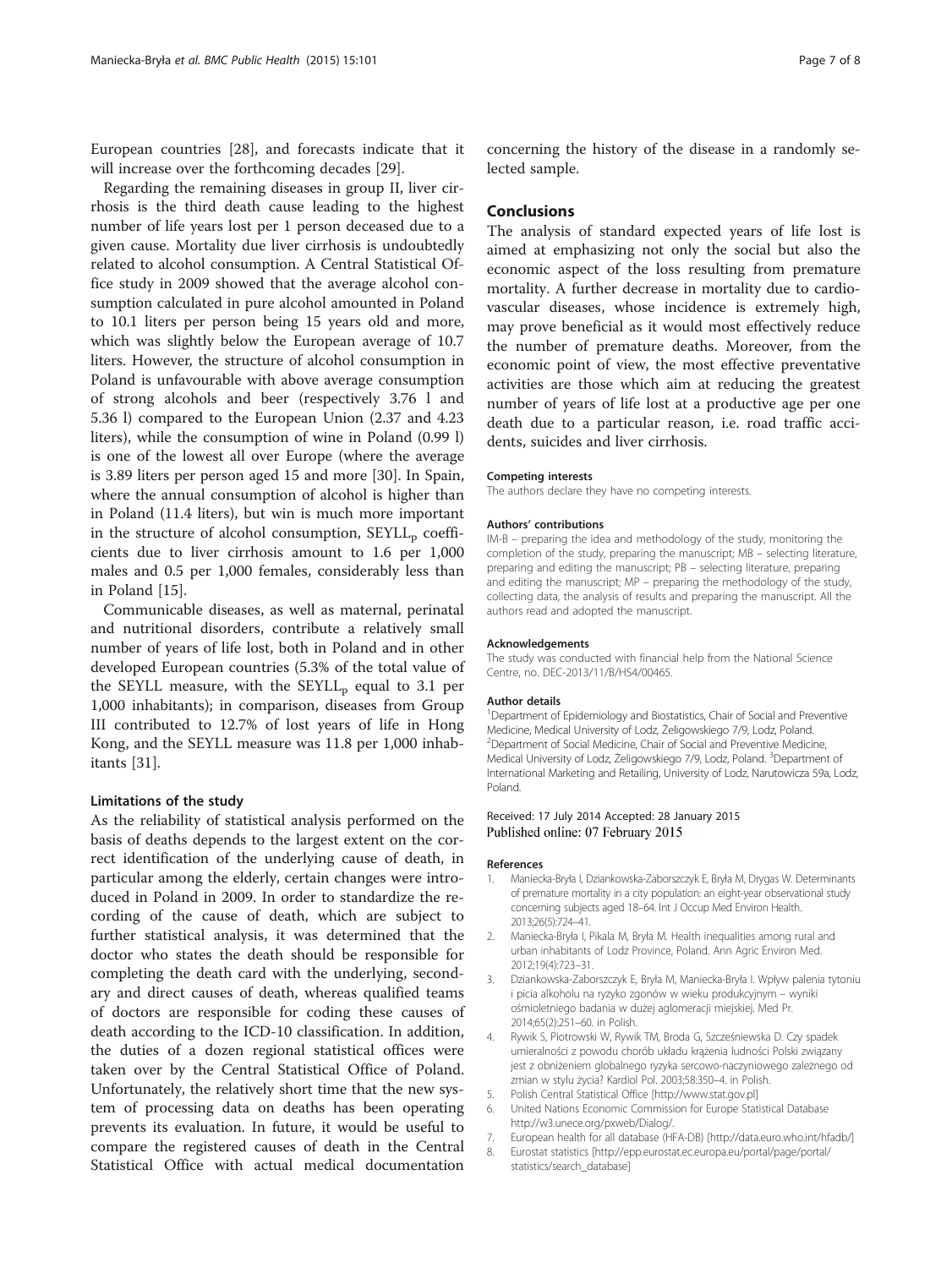European countries [28], and forecasts indicate that it will increase over the forthcoming decades [29].

Regarding the remaining diseases in group II, liver cirrhosis is the third death cause leading to the highest number of life years lost per 1 person deceased due to a given cause. Mortality due liver cirrhosis is undoubtedly related to alcohol consumption. A Central Statistical Office study in 2009 showed that the average alcohol consumption calculated in pure alcohol amounted in Poland to 10.1 liters per person being 15 years old and more, which was slightly below the European average of 10.7 liters. However, the structure of alcohol consumption in Poland is unfavourable with above average consumption of strong alcohols and beer (respectively 3.76 l and 5.36 l) compared to the European Union (2.37 and 4.23 liters), while the consumption of wine in Poland (0.99 l) is one of the lowest all over Europe (where the average is 3.89 liters per person aged 15 and more [30]. In Spain, where the annual consumption of alcohol is higher than in Poland (11.4 liters), but win is much more important in the structure of alcohol consumption, $SEYLL_p$ coefficients due to liver cirrhosis amount to 1.6 per 1,000 males and 0.5 per 1,000 females, considerably less than in Poland [15].

Communicable diseases, as well as maternal, perinatal and nutritional disorders, contribute a relatively small number of years of life lost, both in Poland and in other developed European countries (5.3% of the total value of the SEYLL measure, with the $SEYLL_p$ equal to 3.1 per 1,000 inhabitants); in comparison, diseases from Group III contributed to 12.7% of lost years of life in Hong Kong, and the SEYLL measure was 11.8 per 1,000 inhabitants [31].

### Limitations of the study

As the reliability of statistical analysis performed on the basis of deaths depends to the largest extent on the correct identification of the underlying cause of death, in particular among the elderly, certain changes were introduced in Poland in 2009. In order to standardize the recording of the cause of death, which are subject to further statistical analysis, it was determined that the doctor who states the death should be responsible for completing the death card with the underlying, secondary and direct causes of death, whereas qualified teams of doctors are responsible for coding these causes of death according to the ICD-10 classification. In addition, the duties of a dozen regional statistical offices were taken over by the Central Statistical Office of Poland. Unfortunately, the relatively short time that the new system of processing data on deaths has been operating prevents its evaluation. In future, it would be useful to compare the registered causes of death in the Central Statistical Office with actual medical documentation concerning the history of the disease in a randomly selected sample.

## Conclusions

The analysis of standard expected years of life lost is aimed at emphasizing not only the social but also the economic aspect of the loss resulting from premature mortality. A further decrease in mortality due to cardiovascular diseases, whose incidence is extremely high, may prove beneficial as it would most effectively reduce the number of premature deaths. Moreover, from the economic point of view, the most effective preventative activities are those which aim at reducing the greatest number of years of life lost at a productive age per one death due to a particular reason, i.e. road traffic accidents, suicides and liver cirrhosis.

#### Competing interests

The authors declare they have no competing interests.

#### Authors' contributions

IM-B – preparing the idea and methodology of the study, monitoring the completion of the study, preparing the manuscript; MB – selecting literature, preparing and editing the manuscript; PB – selecting literature, preparing and editing the manuscript; MP – preparing the methodology of the study, collecting data, the analysis of results and preparing the manuscript. All the authors read and adopted the manuscript.

#### Acknowledgements

The study was conducted with financial help from the National Science Centre, no. DEC-2013/11/B/HS4/00465.

#### Author details

[1]Department of Epidemiology and Biostatistics, Chair of Social and Preventive Medicine, Medical University of Lodz, Żeligowskiego 7/9, Lodz, Poland. [2]Department of Social Medicine, Chair of Social and Preventive Medicine, Medical University of Lodz, Żeligowskiego 7/9, Lodz, Poland. [3]Department of International Marketing and Retailing, University of Lodz, Narutowicza 59a, Lodz, Poland.

Received: 17 July 2014 Accepted: 28 January 2015
Published online: 07 February 2015

#### References

1. Maniecka-Bryła I, Dziankowska-Zaborszczyk E, Bryła M, Drygas W. Determinants of premature mortality in a city population: an eight-year observational study concerning subjects aged 18–64. Int J Occup Med Environ Health. 2013;26(5):724–41.
2. Maniecka-Bryła I, Pikala M, Bryła M. Health inequalities among rural and urban inhabitants of Lodz Province, Poland. Ann Agric Environ Med. 2012;19(4):723–31.
3. Dziankowska-Zaborszczyk E, Bryła M, Maniecka-Bryła I. Wpływ palenia tytoniu i picia alkoholu na ryzyko zgonów w wieku produkcyjnym – wyniki ośmioletniego badania w dużej aglomeracji miejskiej. Med Pr. 2014;65(2):251–60. in Polish.
4. Rywik S, Piotrowski W, Rywik TM, Broda G, Szcześniewska D. Czy spadek umieralności z powodu chorób układu krążenia ludności Polski związany jest z obniżeniem globalnego ryzyka sercowo-naczyniowego zależnego od zmian w stylu życia? Kardiol Pol. 2003;58:350–4. in Polish.
5. Polish Central Statistical Office [http://www.stat.gov.pl]
6. United Nations Economic Commission for Europe Statistical Database http://w3.unece.org/pxweb/Dialog/.
7. European health for all database (HFA-DB) [http://data.euro.who.int/hfadb/]
8. Eurostat statistics [http://epp.eurostat.ec.europa.eu/portal/page/portal/statistics/search_database]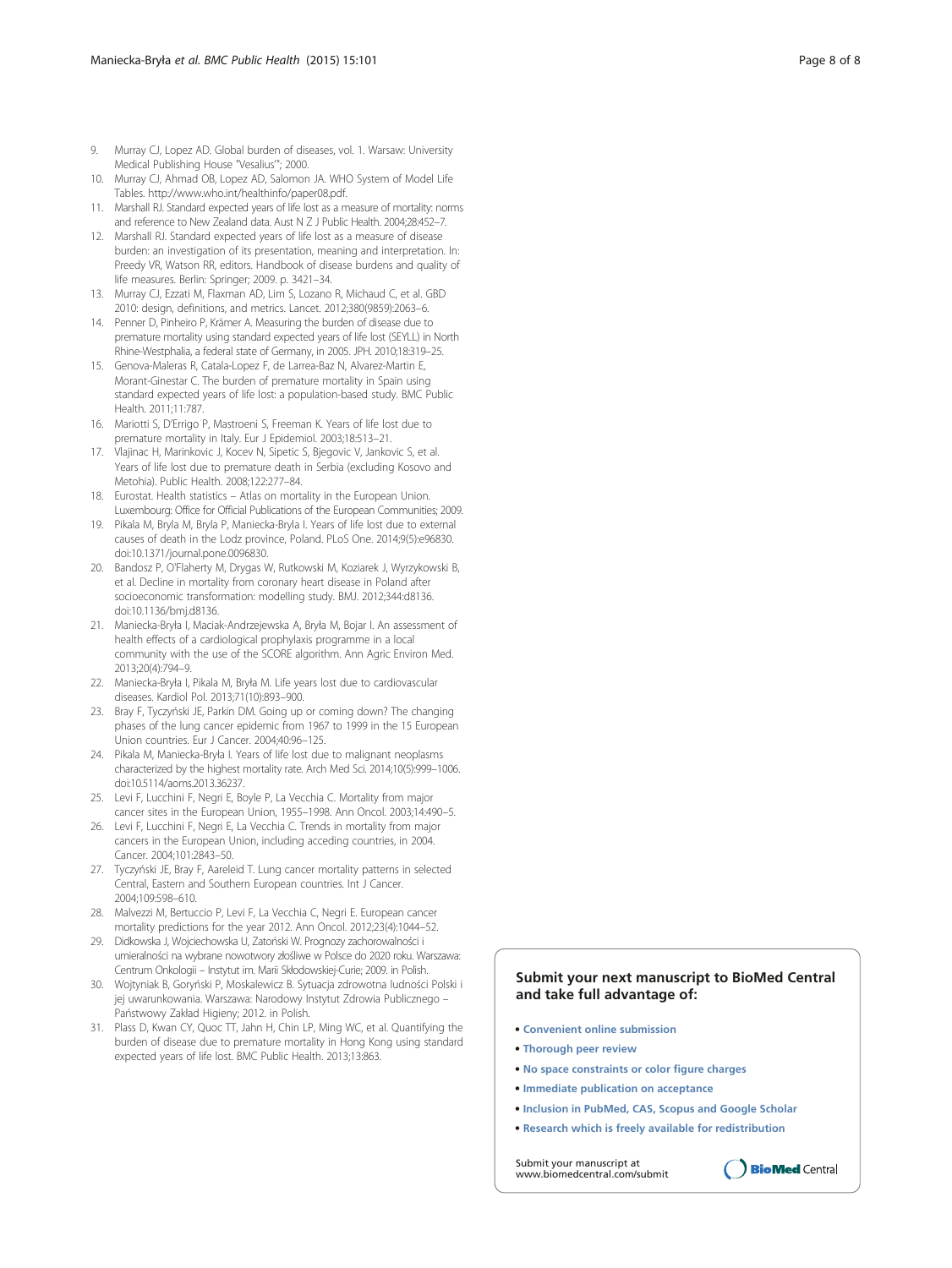9. Murray CJ, Lopez AD. Global burden of diseases, vol. 1. Warsaw: University Medical Publishing House "Vesalius"; 2000.
10. Murray CJ, Ahmad OB, Lopez AD, Salomon JA. WHO System of Model Life Tables. http://www.who.int/healthinfo/paper08.pdf.
11. Marshall RJ. Standard expected years of life lost as a measure of mortality: norms and reference to New Zealand data. Aust N Z J Public Health. 2004;28:452–7.
12. Marshall RJ. Standard expected years of life lost as a measure of disease burden: an investigation of its presentation, meaning and interpretation. In: Preedy VR, Watson RR, editors. Handbook of disease burdens and quality of life measures. Berlin: Springer; 2009. p. 3421–34.
13. Murray CJ, Ezzati M, Flaxman AD, Lim S, Lozano R, Michaud C, et al. GBD 2010: design, definitions, and metrics. Lancet. 2012;380(9859):2063–6.
14. Penner D, Pinheiro P, Krämer A. Measuring the burden of disease due to premature mortality using standard expected years of life lost (SEYLL) in North Rhine-Westphalia, a federal state of Germany, in 2005. JPH. 2010;18:319–25.
15. Genova-Maleras R, Catala-Lopez F, de Larrea-Baz N, Alvarez-Martin E, Morant-Ginestar C. The burden of premature mortality in Spain using standard expected years of life lost: a population-based study. BMC Public Health. 2011;11:787.
16. Mariotti S, D'Errigo P, Mastroeni S, Freeman K. Years of life lost due to premature mortality in Italy. Eur J Epidemiol. 2003;18:513–21.
17. Vlajinac H, Marinkovic J, Kocev N, Sipetic S, Bjegovic V, Jankovic S, et al. Years of life lost due to premature death in Serbia (excluding Kosovo and Metohia). Public Health. 2008;122:277–84.
18. Eurostat. Health statistics – Atlas on mortality in the European Union. Luxembourg: Office for Official Publications of the European Communities; 2009.
19. Pikala M, Bryla M, Bryla P, Maniecka-Bryla I. Years of life lost due to external causes of death in the Lodz province, Poland. PLoS One. 2014;9(5):e96830. doi:10.1371/journal.pone.0096830.
20. Bandosz P, O'Flaherty M, Drygas W, Rutkowski M, Koziarek J, Wyrzykowski B, et al. Decline in mortality from coronary heart disease in Poland after socioeconomic transformation: modelling study. BMJ. 2012;344:d8136. doi:10.1136/bmj.d8136.
21. Maniecka-Bryła I, Maciak-Andrzejewska A, Bryła M, Bojar I. An assessment of health effects of a cardiological prophylaxis programme in a local community with the use of the SCORE algorithm. Ann Agric Environ Med. 2013;20(4):794–9.
22. Maniecka-Bryła I, Pikala M, Bryła M. Life years lost due to cardiovascular diseases. Kardiol Pol. 2013;71(10):893–900.
23. Bray F, Tyczyński JE, Parkin DM. Going up or coming down? The changing phases of the lung cancer epidemic from 1967 to 1999 in the 15 European Union countries. Eur J Cancer. 2004;40:96–125.
24. Pikala M, Maniecka-Bryła I. Years of life lost due to malignant neoplasms characterized by the highest mortality rate. Arch Med Sci. 2014;10(5):999–1006. doi:10.5114/aoms.2013.36237.
25. Levi F, Lucchini F, Negri E, Boyle P, La Vecchia C. Mortality from major cancer sites in the European Union, 1955–1998. Ann Oncol. 2003;14:490–5.
26. Levi F, Lucchini F, Negri E, La Vecchia C. Trends in mortality from major cancers in the European Union, including acceding countries, in 2004. Cancer. 2004;101:2843–50.
27. Tyczyński JE, Bray F, Aareleid T. Lung cancer mortality patterns in selected Central, Eastern and Southern European countries. Int J Cancer. 2004;109:598–610.
28. Malvezzi M, Bertuccio P, Levi F, La Vecchia C, Negri E. European cancer mortality predictions for the year 2012. Ann Oncol. 2012;23(4):1044–52.
29. Didkowska J, Wojciechowska U, Zatoński W. Prognozy zachorowalności i umieralności na wybrane nowotwory złośliwe w Polsce do 2020 roku. Warszawa: Centrum Onkologii – Instytut im. Marii Skłodowskiej-Curie; 2009. in Polish.
30. Wojtyniak B, Goryński P, Moskalewicz B. Sytuacja zdrowotna ludności Polski i jej uwarunkowania. Warszawa: Narodowy Instytut Zdrowia Publicznego – Państwowy Zakład Higieny; 2012. in Polish.
31. Plass D, Kwan CY, Quoc TT, Jahn H, Chin LP, Ming WC, et al. Quantifying the burden of disease due to premature mortality in Hong Kong using standard expected years of life lost. BMC Public Health. 2013;13:863.

**Submit your next manuscript to BioMed Central and take full advantage of:**

- **Convenient online submission**
- **Thorough peer review**
- **No space constraints or color figure charges**
- **Immediate publication on acceptance**
- **Inclusion in PubMed, CAS, Scopus and Google Scholar**
- **Research which is freely available for redistribution**

Submit your manuscript at
www.biomedcentral.com/submit

BioMed Central